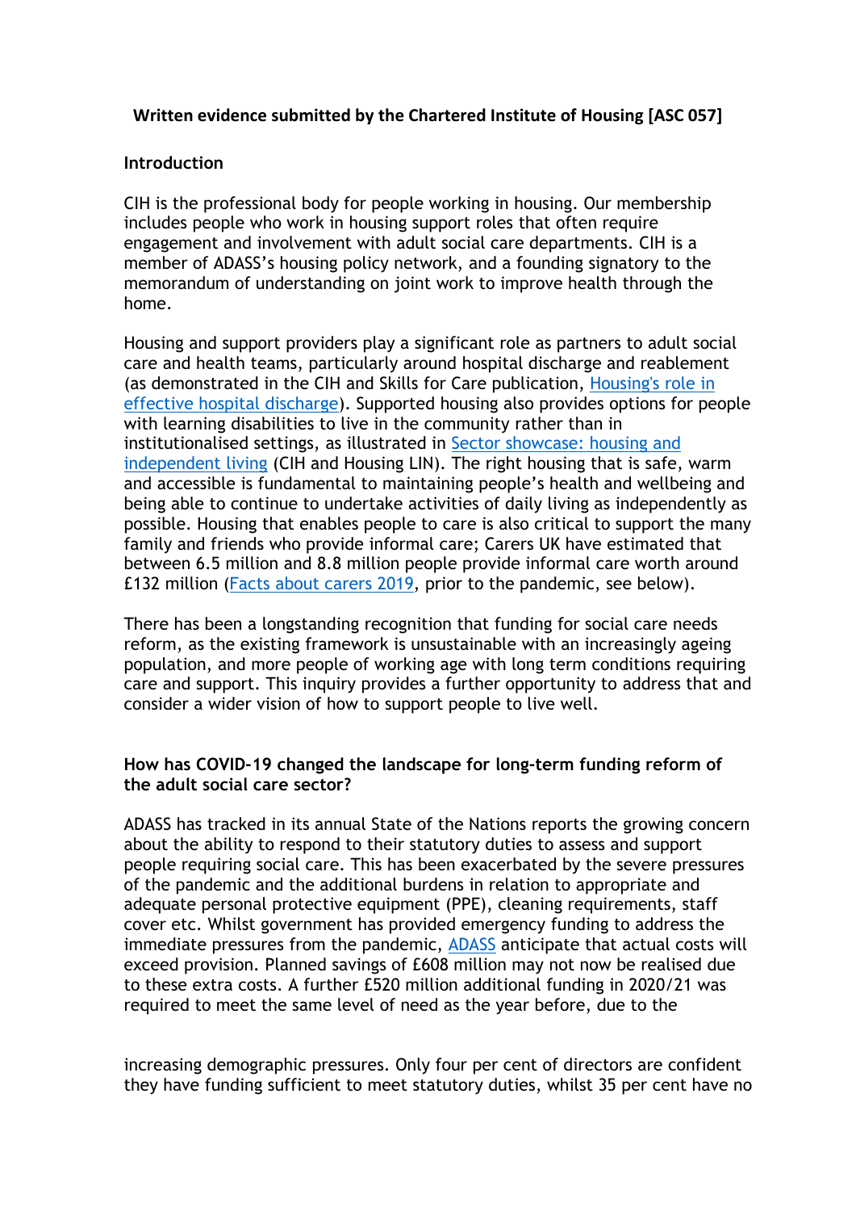**Written evidence submitted by the Chartered Institute of Housing [ASC 057]**

**Introduction**

CIH is the professional body for people working in housing. Our membership includes people who work in housing support roles that often require engagement and involvement with adult social care departments. CIH is a member of ADASS's housing policy network, and a founding signatory to the memorandum of understanding on joint work to improve health through the home.

Housing and support providers play a significant role as partners to adult social care and health teams, particularly around hospital discharge and reablement (as demonstrated in the CIH and Skills for Care publication, Housing's role in effective hospital discharge). Supported housing also provides options for people with learning disabilities to live in the community rather than in institutionalised settings, as illustrated in Sector showcase: housing and independent living (CIH and Housing LIN). The right housing that is safe, warm and accessible is fundamental to maintaining people's health and wellbeing and being able to continue to undertake activities of daily living as independently as possible. Housing that enables people to care is also critical to support the many family and friends who provide informal care; Carers UK have estimated that between 6.5 million and 8.8 million people provide informal care worth around £132 million (Facts about carers 2019, prior to the pandemic, see below).

There has been a longstanding recognition that funding for social care needs reform, as the existing framework is unsustainable with an increasingly ageing population, and more people of working age with long term conditions requiring care and support. This inquiry provides a further opportunity to address that and consider a wider vision of how to support people to live well.

**How has COVID-19 changed the landscape for long-term funding reform of the adult social care sector?**

ADASS has tracked in its annual State of the Nations reports the growing concern about the ability to respond to their statutory duties to assess and support people requiring social care. This has been exacerbated by the severe pressures of the pandemic and the additional burdens in relation to appropriate and adequate personal protective equipment (PPE), cleaning requirements, staff cover etc. Whilst government has provided emergency funding to address the immediate pressures from the pandemic, ADASS anticipate that actual costs will exceed provision. Planned savings of £608 million may not now be realised due to these extra costs. A further £520 million additional funding in 2020/21 was required to meet the same level of need as the year before, due to the increasing demographic pressures. Only four per cent of directors are confident they have funding sufficient to meet statutory duties, whilst 35 per cent have no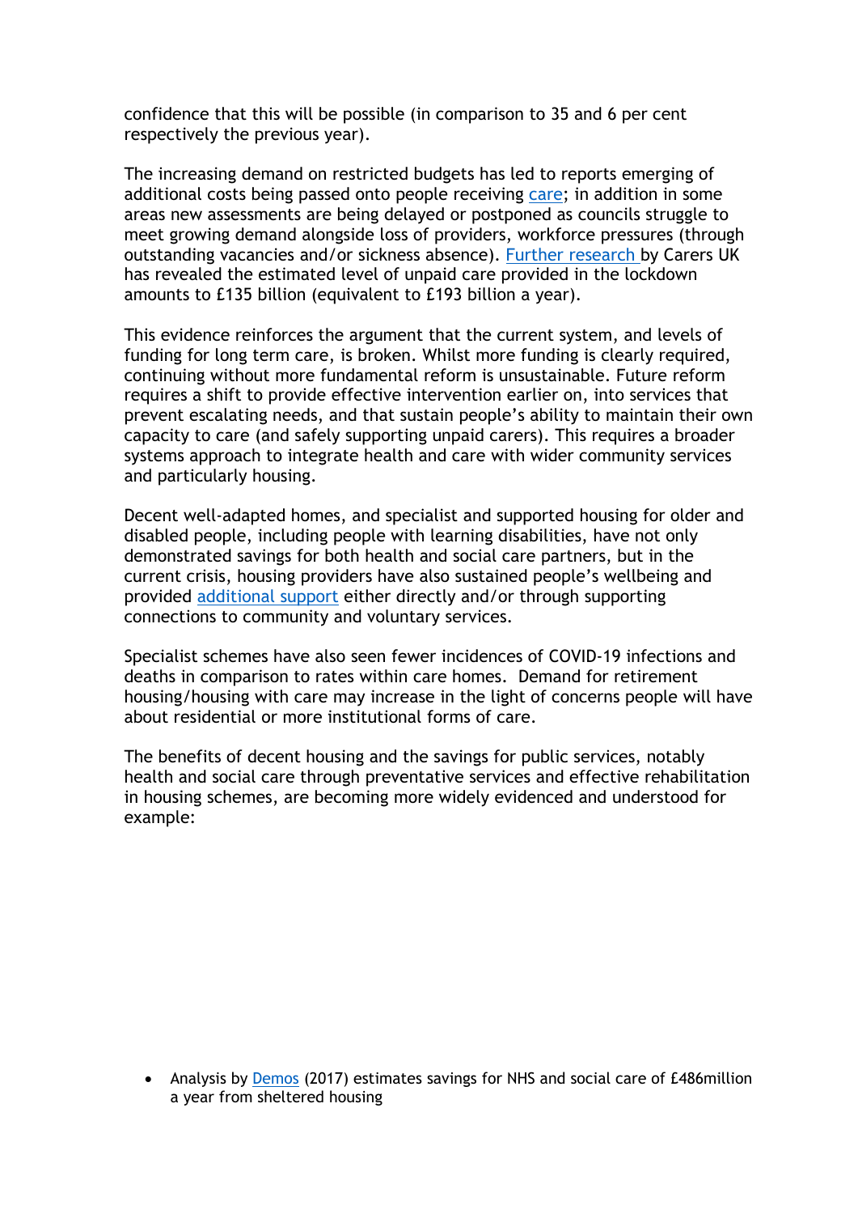confidence that this will be possible (in comparison to 35 and 6 per cent respectively the previous year).

The increasing demand on restricted budgets has led to reports emerging of additional costs being passed onto people receiving care; in addition in some areas new assessments are being delayed or postponed as councils struggle to meet growing demand alongside loss of providers, workforce pressures (through outstanding vacancies and/or sickness absence). Further research by Carers UK has revealed the estimated level of unpaid care provided in the lockdown amounts to £135 billion (equivalent to £193 billion a year).

This evidence reinforces the argument that the current system, and levels of funding for long term care, is broken. Whilst more funding is clearly required, continuing without more fundamental reform is unsustainable. Future reform requires a shift to provide effective intervention earlier on, into services that prevent escalating needs, and that sustain people's ability to maintain their own capacity to care (and safely supporting unpaid carers). This requires a broader systems approach to integrate health and care with wider community services and particularly housing.

Decent well-adapted homes, and specialist and supported housing for older and disabled people, including people with learning disabilities, have not only demonstrated savings for both health and social care partners, but in the current crisis, housing providers have also sustained people's wellbeing and provided additional support either directly and/or through supporting connections to community and voluntary services.

Specialist schemes have also seen fewer incidences of COVID-19 infections and deaths in comparison to rates within care homes. Demand for retirement housing/housing with care may increase in the light of concerns people will have about residential or more institutional forms of care.

The benefits of decent housing and the savings for public services, notably health and social care through preventative services and effective rehabilitation in housing schemes, are becoming more widely evidenced and understood for example:

- Analysis by Demos (2017) estimates savings for NHS and social care of £486million a year from sheltered housing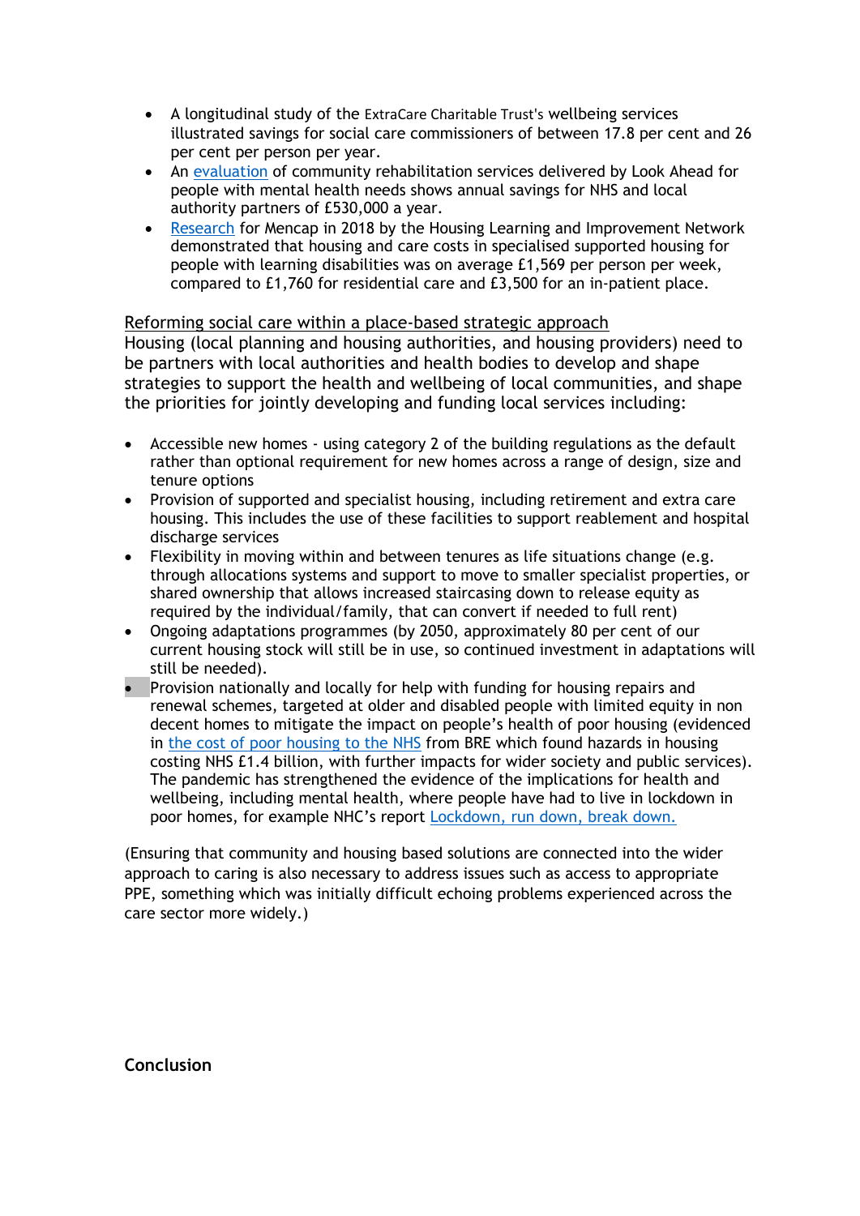- A longitudinal study of the ExtraCare Charitable Trust's wellbeing services illustrated savings for social care commissioners of between 17.8 per cent and 26 per cent per person per year.
- An evaluation of community rehabilitation services delivered by Look Ahead for people with mental health needs shows annual savings for NHS and local authority partners of £530,000 a year.
- Research for Mencap in 2018 by the Housing Learning and Improvement Network demonstrated that housing and care costs in specialised supported housing for people with learning disabilities was on average £1,569 per person per week, compared to £1,760 for residential care and £3,500 for an in-patient place.

Reforming social care within a place-based strategic approach

Housing (local planning and housing authorities, and housing providers) need to be partners with local authorities and health bodies to develop and shape strategies to support the health and wellbeing of local communities, and shape the priorities for jointly developing and funding local services including:

- Accessible new homes - using category 2 of the building regulations as the default rather than optional requirement for new homes across a range of design, size and tenure options
- Provision of supported and specialist housing, including retirement and extra care housing. This includes the use of these facilities to support reablement and hospital discharge services
- Flexibility in moving within and between tenures as life situations change (e.g. through allocations systems and support to move to smaller specialist properties, or shared ownership that allows increased staircasing down to release equity as required by the individual/family, that can convert if needed to full rent)
- Ongoing adaptations programmes (by 2050, approximately 80 per cent of our current housing stock will still be in use, so continued investment in adaptations will still be needed).
- Provision nationally and locally for help with funding for housing repairs and renewal schemes, targeted at older and disabled people with limited equity in non decent homes to mitigate the impact on people's health of poor housing (evidenced in the cost of poor housing to the NHS from BRE which found hazards in housing costing NHS £1.4 billion, with further impacts for wider society and public services). The pandemic has strengthened the evidence of the implications for health and wellbeing, including mental health, where people have had to live in lockdown in poor homes, for example NHC's report Lockdown, run down, break down.

(Ensuring that community and housing based solutions are connected into the wider approach to caring is also necessary to address issues such as access to appropriate PPE, something which was initially difficult echoing problems experienced across the care sector more widely.)

**Conclusion**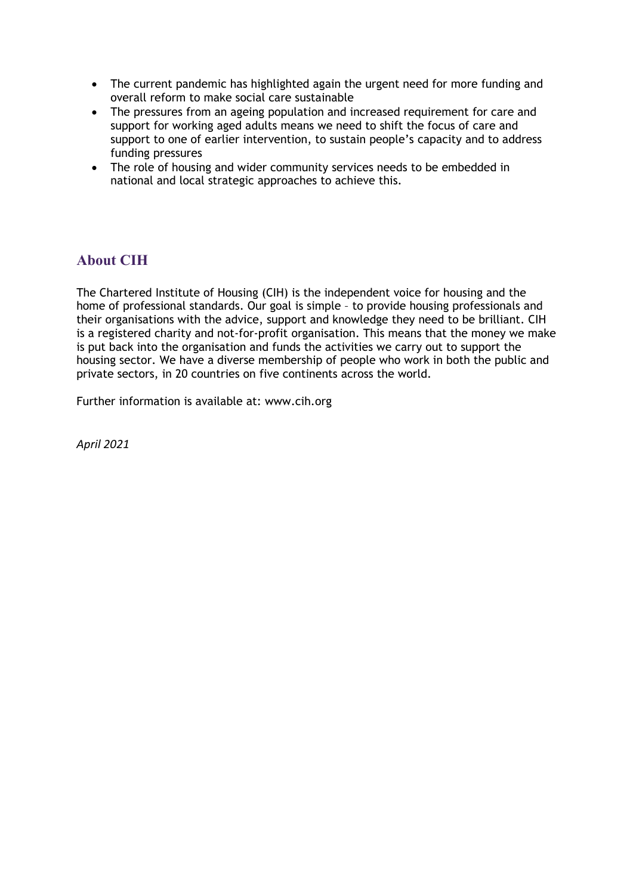- The current pandemic has highlighted again the urgent need for more funding and overall reform to make social care sustainable
- The pressures from an ageing population and increased requirement for care and support for working aged adults means we need to shift the focus of care and support to one of earlier intervention, to sustain people's capacity and to address funding pressures
- The role of housing and wider community services needs to be embedded in national and local strategic approaches to achieve this.

## About CIH

The Chartered Institute of Housing (CIH) is the independent voice for housing and the home of professional standards. Our goal is simple – to provide housing professionals and their organisations with the advice, support and knowledge they need to be brilliant. CIH is a registered charity and not-for-profit organisation. This means that the money we make is put back into the organisation and funds the activities we carry out to support the housing sector. We have a diverse membership of people who work in both the public and private sectors, in 20 countries on five continents across the world.

Further information is available at: www.cih.org

*April 2021*